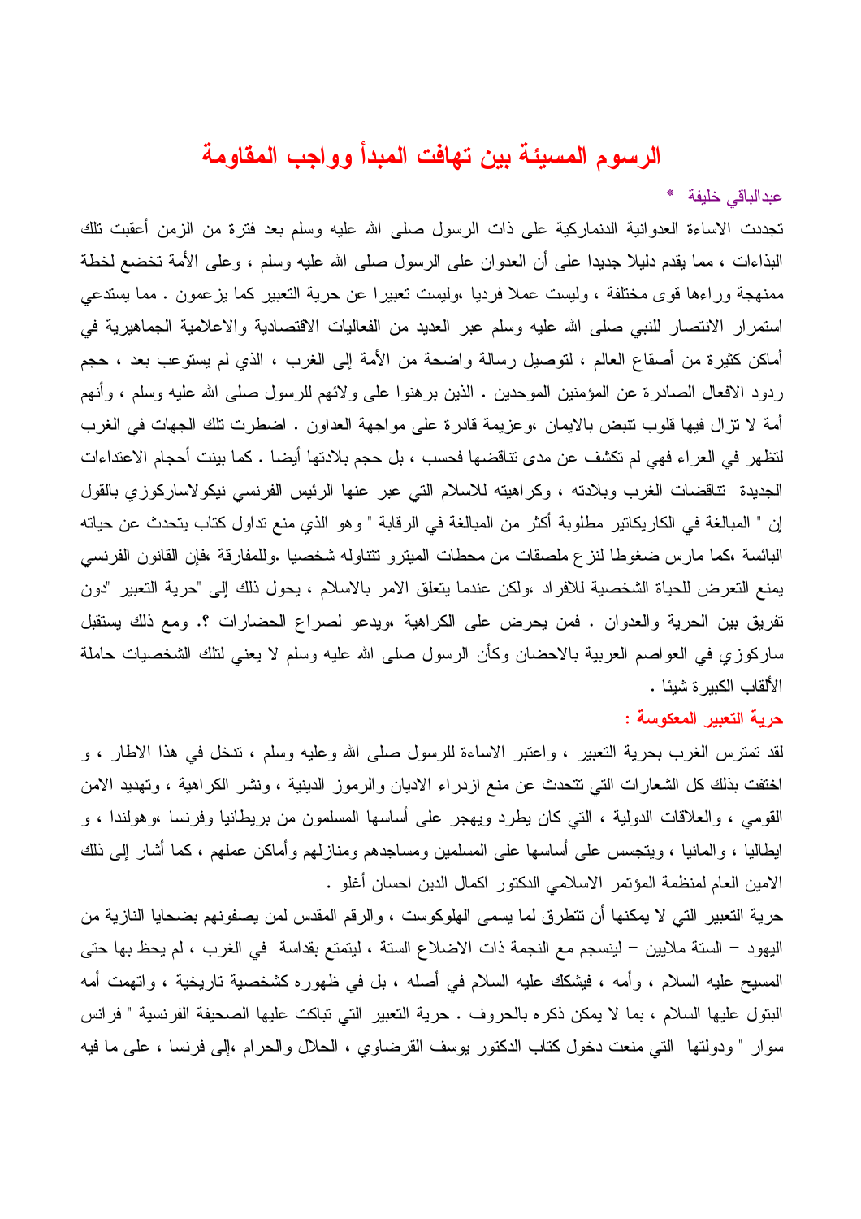# الرسوم المسيئة بين تهافت المبدأ وواجب المقاومة

عبدالباقي خليفة *

تجددت الاساءة العدوانية الدنماركية على ذات الرسول صلى الله عليه وسلم بعد فترة من الزمن أعقبت تلك البذاءات ، مما يقدم دليلا جديدا على أن العدوان على الرسول صلى الله عليه وسلم ، وعلى الأمة تخضع لخطة ممنهجة وراءها قوى مختلفة ، وليست عملا فرديا ،وليست تعبيرا عن حرية التعبير كما يزعمون . مما يستدعي استمرار الانتصار للنبي صلى الله عليه وسلم عبر العديد من الفعاليات الاقتصادية والاعلامية الجماهيرية في أماكن كثيرة من أصقاع العالم ، لتوصيل رسالة واضحة من الأمة إلى الغرب ، الذي لم يستوعب بعد ، حجم ردود الافعال الصادرة عن المؤمنين الموحدين . الذين برهنوا على ولائهم للرسول صلى الله عليه وسلم ، وأنهم أمة لا تزال فيها قلوب تنبض بالايمان ،وعزيمة قادرة على مواجهة العداون . اضطرت تلك الجهات في الغرب لتظهر في العراء فهي لم تكشف عن مدى تناقضها فحسب ، بل حجم بلادتها أيضا . كما بينت أحجام الاعتداءات الجديدة تناقضات الغرب وبلادته ، وكراهيته للاسلام التي عبر عنها الرئيس الفرنسي نيكولاساركوزي بالقول إن " المبالغة في الكاريكاتير مطلوبة أكثر من المبالغة في الرقابة " وهو الذي منع تداول كتاب يتحدث عن حياته البائسة ،كما مارس ضغوطا لنزع ملصقات من محطات الميترو تتناوله شخصيا .وللمفارقة ،فإن القانون الفرنسي يمنع التعرض للحياة الشخصية للافراد ،ولكن عندما يتعلق الامر بالاسلام ، يحول ذلك إلى "حرية التعبير "دون تفريق بين الحرية والعدوان . فمن يحرض على الكراهية ،ويدعو لصراع الحضارات ؟. ومع ذلك يستقبل ساركوزي في العواصم العربية بالاحضان وكأن الرسول صلى الله عليه وسلم لا يعني لتلك الشخصيات حاملة الألقاب الكبيرة شيئا .

## حرية التعبير المعكوسة :

لقد تمترس الغرب بحرية التعبير ، واعتبر الاساءة للرسول صلى الله وعليه وسلم ، تدخل في هذا الاطار ، و اختفت بذلك كل الشعارات التي تتحدث عن منع ازدراء الاديان والرموز الدينية ، ونشر الكراهية ، وتهديد الامن القومي ، والعلاقات الدولية ، التي كان يطرد ويهجر على أساسها المسلمون من بريطانيا وفرنسا ،وهولندا ، و ايطاليا ، والمانيا ، ويتجسس على أساسها على المسلمين ومساجدهم ومنازلهم وأماكن عملهم ، كما أشار إلى ذلك الامين العام لمنظمة المؤتمر الاسلامي الدكتور اكمال الدين احسان أغلو .

حرية التعبير التي لا يمكنها أن تتطرق لما يسمى الهلوكوست ، والرقم المقدس لمن يصفونهم بضحايا النازية من اليهود – الستة ملايين – لينسجم مع النجمة ذات الاضلاع الستة ، ليتمتع بقداسة في الغرب ، لم يحظ بها حتى المسيح عليه السلام ، وأمه ، فيشكك عليه السلام في أصله ، بل في ظهوره كشخصية تاريخية ، واتهمت أمه البتول عليها السلام ، بما لا يمكن ذكره بالحروف . حرية التعبير التي تباكت عليها الصحيفة الفرنسية " فرانس سوار " ودولتها التي منعت دخول كتاب الدكتور يوسف القرضاوي ، الحلال والحرام ،إلى فرنسا ، على ما فيه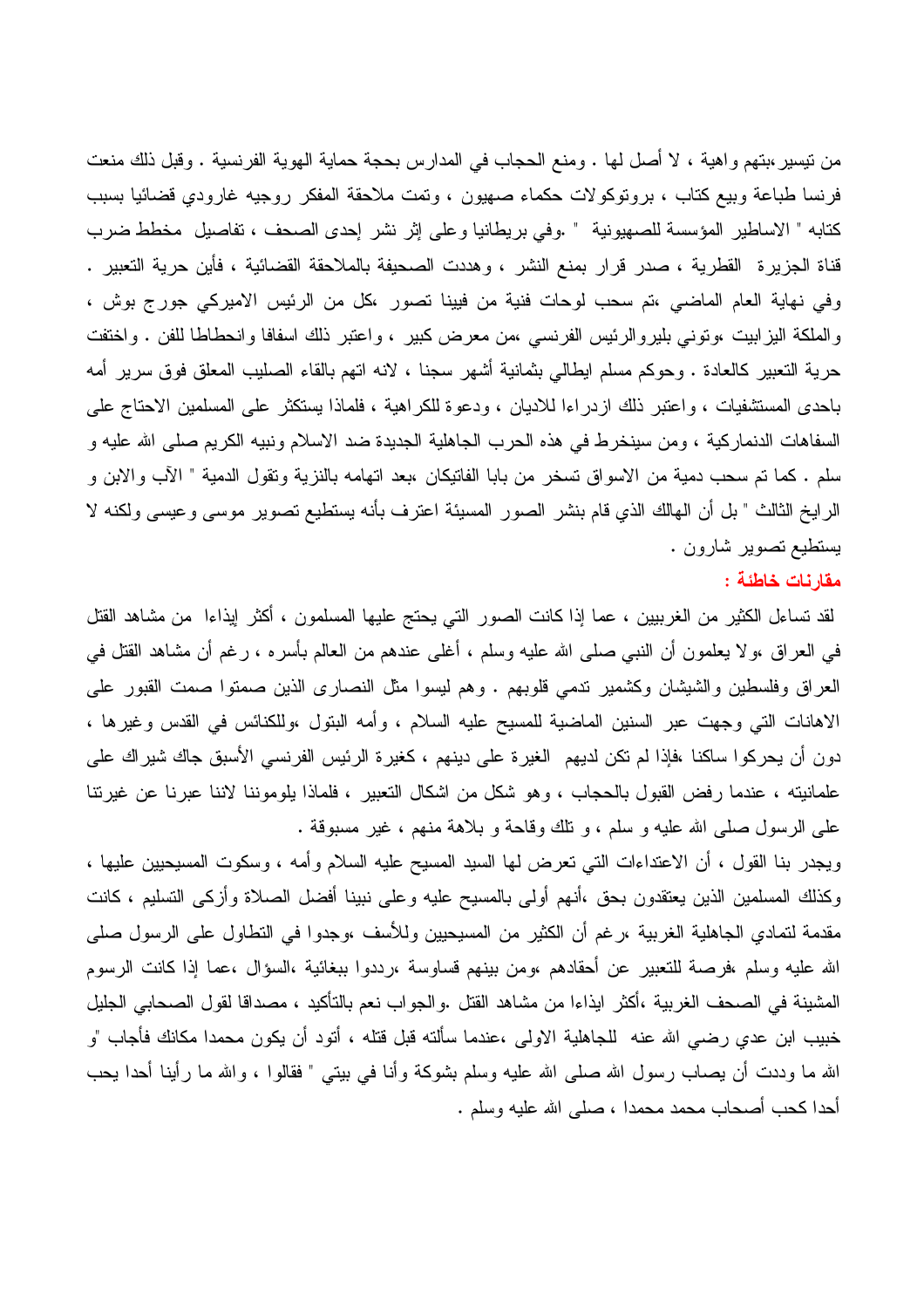من تيسير،بتهم واهية ، لا أصل لها . ومنع الحجاب في المدارس بحجة حماية الهوية الفرنسية . وقبل ذلك منعت فرنسا طباعة وبيع كتاب ، بروتوكولات حكماء صهيون ، وتمت ملاحقة المفكر روجيه غارودي قضائيا بسبب كتابه " الاساطير المؤسسة للصهيونية " .وفي بريطانيا وعلى إثر نشر إحدى الصحف ، تفاصيل مخطط ضرب قناة الجزيرة القطرية ، صدر قرار بمنع النشر ، وهددت الصحيفة بالملاحقة القضائية ، فأين حرية التعبير . وفي نهاية العام الماضي ،تم سحب لوحات فنية من فيينا تصور ،كل من الرئيس الاميركي جورج بوش ، والملكة اليزابيت ،وتوني بليروالرئيس الفرنسي ،من معرض كبير ، واعتبر ذلك اسفافا وانحطاطا للفن . واختفت حرية التعبير كالعادة . وحوكم مسلم ايطالي بثمانية أشهر سجنا ، لانه اتهم بالقاء الصليب المعلق فوق سرير أمه باحدى المستشفيات ، واعتبر ذلك ازدراءا للاديان ، ودعوة للكراهية ، فلماذا يستكثر على المسلمين الاحتاج على السفاهات الدنماركية ، ومن سينخرط في هذه الحرب الجاهلية الجديدة ضد الاسلام ونبيه الكريم صلى الله عليه و سلم . كما تم سحب دمية من الاسواق تسخر من بابا الفاتيكان ،بعد اتهامه بالنزية وتقول الدمية " الآب والابن و الرايخ الثالث " بل أن الهالك الذي قام بنشر الصور المسيئة اعترف بأنه يستطيع تصوير موسى وعيسى ولكنه لا يستطيع تصوير شارون .

**مقارنات خاطئة :**

لقد تساءل الكثير من الغربيين ، عما إذا كانت الصور التي يحتج عليها المسلمون ، أكثر إيذاءا من مشاهد القتل في العراق ،ولا يعلمون أن النبي صلى الله عليه وسلم ، أغلى عندهم من العالم بأسره ، رغم أن مشاهد القتل في العراق وفلسطين والشيشان وكشمير تدمي قلوبهم . وهم ليسوا مثل النصارى الذين صمتوا صمت القبور على الاهانات التي وجهت عبر السنين الماضية للمسيح عليه السلام ، وأمه البتول ،وللكنائس في القدس وغيرها ، دون أن يحركوا ساكنا ،فإذا لم تكن لديهم الغيرة على دينهم ، كغيرة الرئيس الفرنسي الأسبق جاك شيراك على علمانيته ، عندما رفض القبول بالحجاب ، وهو شكل من اشكال التعبير ، فلماذا يلوموننا لاننا عبرنا عن غيرتنا على الرسول صلى الله عليه و سلم ، و تلك وقاحة و بلاهة منهم ، غير مسبوقة .

ويجدر بنا القول ، أن الاعتداءات التي تعرض لها السيد المسيح عليه السلام وأمه ، وسكوت المسيحيين عليها ، وكذلك المسلمين الذين يعتقدون بحق ،أنهم أولى بالمسيح عليه وعلى نبينا أفضل الصلاة وأزكى التسليم ، كانت مقدمة لتمادي الجاهلية الغربية ،رغم أن الكثير من المسيحيين وللأسف ،وجدوا في التطاول على الرسول صلى الله عليه وسلم ،فرصة للتعبير عن أحقادهم ،ومن بينهم قساوسة ،رددوا ببغائية ،السؤال ،عما إذا كانت الرسوم المشينة في الصحف الغربية ،أكثر ايذاءا من مشاهد القتل .والجواب نعم بالتأكيد ، مصداقا لقول الصحابي الجليل خبيب ابن عدي رضي الله عنه للجاهلية الاولى ،عندما سألته قبل قتله ، أتود أن يكون محمدا مكانك فأجاب "و الله ما وددت أن يصاب رسول الله صلى الله عليه وسلم بشوكة وأنا في بيتي " فقالوا ، والله ما رأينا أحدا يحب أحدا كحب أصحاب محمد محمدا ، صلى الله عليه وسلم .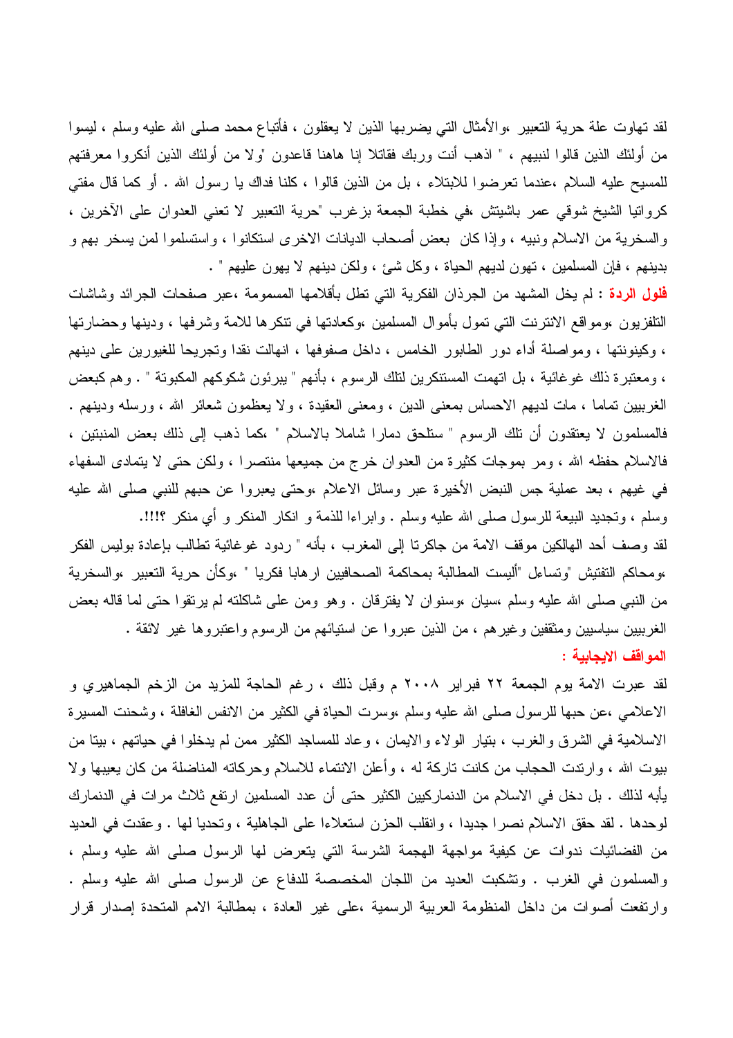لقد تهاوت علة حرية التعبير ،والأمثال التي يضربها الذين لا يعقلون ، فأتباع محمد صلى الله عليه وسلم ، ليسوا من أولئك الذين قالوا لنبيهم ، " اذهب أنت وربك فقاتلا إنا هاهنا قاعدون "ولا من أولئك الذين أنكروا معرفتهم للمسيح عليه السلام ،عندما تعرضوا للابتلاء ، بل من الذين قالوا ، كلنا فداك يا رسول الله . أو كما قال مفتي كرواتيا الشيخ شوقي عمر باشيتش ،في خطبة الجمعة بزغرب "حرية التعبير لا تعني العدوان على الآخرين ، والسخرية من الاسلام ونبيه ، وإذا كان بعض أصحاب الديانات الاخرى استكانوا ، واستسلموا لمن يسخر بهم و بدينهم ، فإن المسلمين ، تهون لديهم الحياة ، وكل شئ ، ولكن دينهم لا يهون عليهم " .

**فلول الردة** : لم يخل المشهد من الجرذان الفكرية التي تطل بأقلامها المسمومة ،عبر صفحات الجرائد وشاشات التلفزيون ،ومواقع الانترنت التي تمول بأموال المسلمين ،وكعادتها في تنكرها للامة وشرفها ، ودينها وحضارتها ، وكينونتها ، ومواصلة أداء دور الطابور الخامس ، داخل صفوفها ، انهالت نقدا وتجريحا للغيورين على دينهم ، ومعتبرة ذلك غوغائية ، بل اتهمت المستنكرين لتلك الرسوم ، بأنهم " يبرئون شكوكهم المكبوتة " . وهم كبعض الغربيين تماما ، مات لديهم الاحساس بمعنى الدين ، ومعنى العقيدة ، ولا يعظمون شعائر الله ، ورسله ودينهم . فالمسلمون لا يعتقدون أن تلك الرسوم " ستلحق دمارا شاملا بالاسلام " ،كما ذهب إلى ذلك بعض المنبتين ، فالاسلام حفظه الله ، ومر بموجات كثيرة من العدوان خرج من جميعها منتصرا ، ولكن حتى لا يتمادى السفهاء في غيهم ، بعد عملية جس النبض الأخيرة عبر وسائل الاعلام ،وحتى يعبروا عن حبهم للنبي صلى الله عليه وسلم ، وتجديد البيعة للرسول صلى الله عليه وسلم . وابراءا للذمة و انكار المنكر و أي منكر ؟!!!.

لقد وصف أحد الهالكين موقف الامة من جاكرتا إلى المغرب ، بأنه " ردود غوغائية تطالب بإعادة بوليس الفكر ،ومحاكم التفتيش "وتساءل "أليست المطالبة بمحاكمة الصحافيين ارهابا فكريا " ،وكأن حرية التعبير ،والسخرية من النبي صلى الله عليه وسلم ،سيان ،وسنوان لا يفترقان . وهو ومن على شاكلته لم يرتقوا حتى لما قاله بعض الغربيين سياسيين ومثقفين وغيرهم ، من الذين عبروا عن استيائهم من الرسوم واعتبروها غير لائقة .

**المواقف الايجابية :**

لقد عبرت الامة يوم الجمعة ٢٢ فبراير ٢٠٠٨ م وقبل ذلك ، رغم الحاجة للمزيد من الزخم الجماهيري و الاعلامي ،عن حبها للرسول صلى الله عليه وسلم ،وسرت الحياة في الكثير من الانفس الغافلة ، وشحنت المسيرة الاسلامية في الشرق والغرب ، بتيار الولاء والايمان ، وعاد للمساجد الكثير ممن لم يدخلوا في حياتهم ، بيتا من بيوت الله ، وارتدت الحجاب من كانت تاركة له ، وأعلن الانتماء للاسلام وحركاته المناضلة من كان يعيبها ولا يأبه لذلك . بل دخل في الاسلام من الدنماركيين الكثير حتى أن عدد المسلمين ارتفع ثلاث مرات في الدنمارك لوحدها . لقد حقق الاسلام نصرا جديدا ، وانقلب الحزن استعلاءا على الجاهلية ، وتحديا لها . وعقدت في العديد من الفضائيات ندوات عن كيفية مواجهة الهجمة الشرسة التي يتعرض لها الرسول صلى الله عليه وسلم ، والمسلمون في الغرب . وتشكلت العديد من اللجان المخصصة للدفاع عن الرسول صلى الله عليه وسلم . وارتفعت أصوات من داخل المنظومة العربية الرسمية ،على غير العادة ، بمطالبة الامم المتحدة إصدار قرار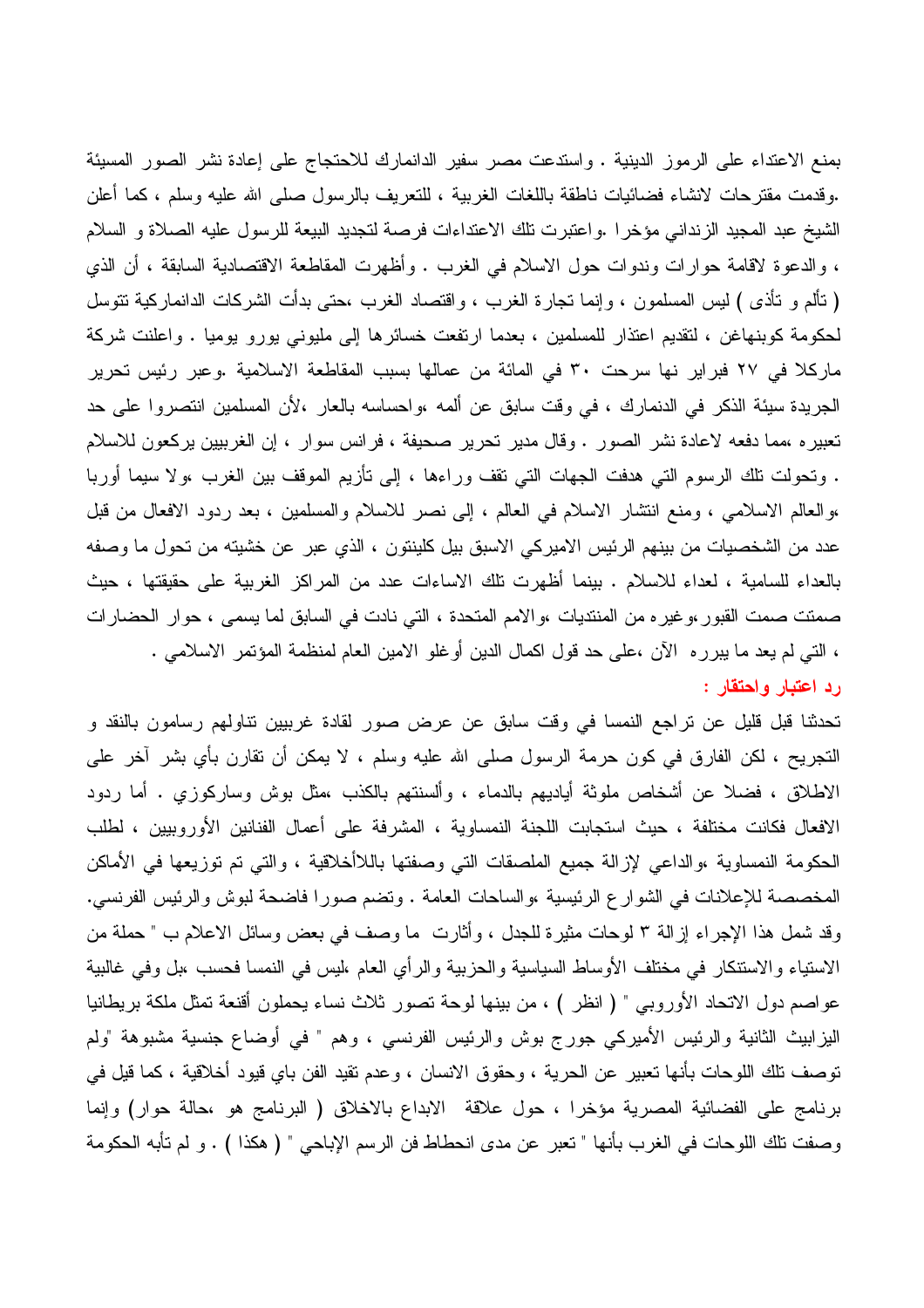بمنع الاعتداء على الرموز الدينية . واستدعت مصر سفير الدانمارك للاحتجاج على إعادة نشر الصور المسيئة .وقدمت مقترحات لانشاء فضائيات ناطقة باللغات الغربية ، للتعريف بالرسول صلى الله عليه وسلم ، كما أعلن الشيخ عبد المجيد الزنداني مؤخرا .واعتبرت تلك الاعتداءات فرصة لتجديد البيعة للرسول عليه الصلاة و السلام ، والدعوة لاقامة حوارات وندوات حول الاسلام في الغرب . وأظهرت المقاطعة الاقتصادية السابقة ، أن الذي ( تألم و تأذى ) ليس المسلمون ، وإنما تجارة الغرب ، واقتصاد الغرب ،حتى بدأت الشركات الدانماركية تتوسل لحكومة كوبنهاغن ، لتقديم اعتذار للمسلمين ، بعدما ارتفعت خسائرها إلى مليوني يورو يوميا . واعلنت شركة ماركلا في ٢٧ فبراير نها سرحت ٣٠ في المائة من عمالها بسبب المقاطعة الاسلامية .وعبر رئيس تحرير الجريدة سيئة الذكر في الدنمارك ، في وقت سابق عن ألمه ،واحساسه بالعار ،لأن المسلمين انتصروا على حد تعبيره ،مما دفعه لاعادة نشر الصور . وقال مدير تحرير صحيفة ، فرانس سوار ، إن الغربيين يركعون للاسلام . وتحولت تلك الرسوم التي هدفت الجهات التي تقف وراءها ، إلى تأزيم الموقف بين الغرب ،ولا سيما أوربا ،والعالم الاسلامي ، ومنع انتشار الاسلام في العالم ، إلى نصر للاسلام والمسلمين ، بعد ردود الافعال من قبل عدد من الشخصيات من بينهم الرئيس الاميركي الاسبق بيل كلينتون ، الذي عبر عن خشيته من تحول ما وصفه بالعداء للسامية ، لعداء للاسلام . بينما أظهرت تلك الاساءات عدد من المراكز الغربية على حقيقتها ، حيث صمتت صمت القبور ،وغيره من المنتديات ،والامم المتحدة ، التي نادت في السابق لما يسمى ، حوار الحضارات ، التي لم يعد ما يبرره الآن ،على حد قول اكمال الدين أوغلو الامين العام لمنظمة المؤتمر الاسلامي .

**رد اعتبار واحتقار :**

تحدثنا قبل قليل عن تراجع النمسا في وقت سابق عن عرض صور لقادة غربيين تناولهم رسامون بالنقد و التجريح ، لكن الفارق في كون حرمة الرسول صلى الله عليه وسلم ، لا يمكن أن تقارن بأي بشر آخر على الاطلاق ، فضلا عن أشخاص ملوثة أياديهم بالدماء ، وألسنتهم بالكذب ،مثل بوش وساركوزي . أما ردود الافعال فكانت مختلفة ، حيث استجابت اللجنة النمساوية ، المشرفة على أعمال الفنانين الأوروبيين ، لطلب الحكومة النمساوية ،والداعي لإزالة جميع الملصقات التي وصفتها باللاأخلاقية ، والتي تم توزيعها في الأماكن المخصصة للإعلانات في الشوارع الرئيسية ،والساحات العامة . وتضم صورا فاضحة لبوش والرئيس الفرنسي. وقد شمل هذا الإجراء إزالة ٣ لوحات مثيرة للجدل ، وأثارت ما وصف في بعض وسائل الاعلام ب " حملة من الاستياء والاستنكار في مختلف الأوساط السياسية والحزبية والرأي العام ،ليس في النمسا فحسب ،بل وفي غالبية عواصم دول الاتحاد الأوروبي " ( انظر ) ، من بينها لوحة تصور ثلاث نساء يحملون أقنعة تمثل ملكة بريطانيا اليزابيث الثانية والرئيس الأميركي جورج بوش والرئيس الفرنسي ، وهم " في أوضاع جنسية مشبوهة "ولم توصف تلك اللوحات بأنها تعبير عن الحرية ، وحقوق الانسان ، وعدم تقيد الفن باي قيود أخلاقية ، كما قيل في برنامج على الفضائية المصرية مؤخرا ، حول علاقة الابداع بالاخلاق ( البرنامج هو ،حالة حوار) وإنما وصفت تلك اللوحات في الغرب بأنها " تعبر عن مدى انحطاط فن الرسم الإباحي " ( هكذا ) . و لم تأبه الحكومة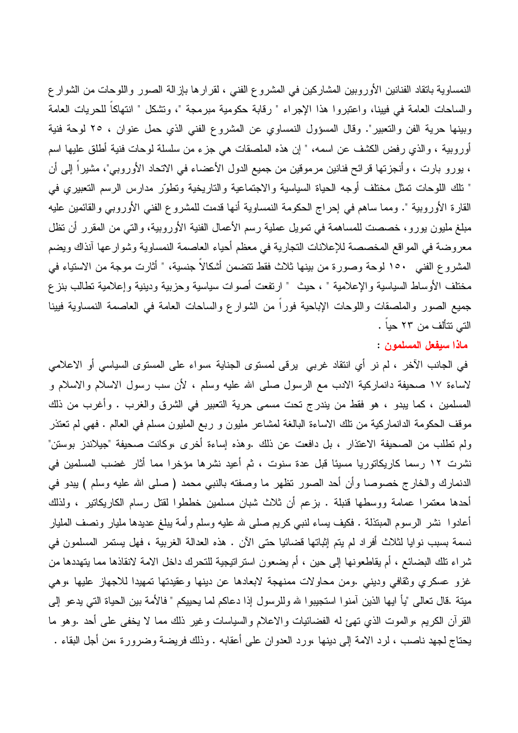النمساوية بانتقاد الفنانين الأوروبين المشاركين في المشروع الفني ، لقرارها بإزالة الصور واللوحات من الشوارع والساحات العامة في فيينا، واعتبروا هذا الإجراء " رقابة حكومية مبرمجة "، وتشكل " انتهاكاً للحريات العامة وبينها حرية الفن والتعبير". وقال المسؤول النمساوي عن المشروع الفني الذي حمل عنوان ، ٢٥ لوحة فنية أوروبية ، والذي رفض الكشف عن اسمه، " إن هذه الملصقات هي جزء من سلسلة لوحات فنية أطلق عليها اسم ، يورو بارت ، وأنجزتها قرائح فنانين مرموقين من جميع الدول الأعضاء في الاتحاد الأوروبي"، مشيراً إلى أن " تلك اللوحات تمثل مختلف أوجه الحياة السياسية والاجتماعية والتاريخية وتطوّر مدارس الرسم التعبيري في القارة الأوروبية ". ومما ساهم في إحراج الحكومة النمساوية أنها قدمت للمشروع الفني الأوروبي والقائمين عليه مبلغ مليون يورو، خصصت للمساهمة في تمويل عملية رسم الأعمال الفنية الأوروبية، والتي من المقرر أن تظل معروضة في المواقع المخصصة للإعلانات التجارية في معظم أحياء العاصمة النمساوية وشوارعها آنذاك ويضم المشروع الفني ١٥٠ لوحة وصورة من بينها ثلاث فقط تتضمن أشكالاً جنسية، " أثارت موجة من الاستياء في مختلف الأوساط السياسية والإعلامية " ، حيث " ارتفعت أصوات سياسية وحزبية ودينية وإعلامية تطالب بنزع جميع الصور والملصقات واللوحات الإباحية فوراً من الشوارع والساحات العامة في العاصمة النمساوية فيينا التي تتألف من ٢٣ حياً .

**ماذا سيفعل المسلمون :**

في الجانب الآخر ، لم نر أي انتقاد غربي يرقى لمستوى الجناية ،سواء على المستوى السياسي أو الاعلامي لاساءة ١٧ صحيفة دانماركية الادب مع الرسول صلى الله عليه وسلم ، لأن سب رسول الاسلام والاسلام و المسلمين ، كما يبدو ، هو فقط من يندرج تحت مسمى حرية التعبير في الشرق والغرب . وأغرب من ذلك موقف الحكومة الدانماركية من تلك الاساءة البالغة لمشاعر مليون و ربع المليون مسلم في العالم . فهي لم تعتذر ولم تطلب من الصحيفة الاعتذار ، بل دافعت عن ذلك .وهذه إساءة أخرى ،وكانت صحيفة "جيلاندز بوستن" نشرت ١٢ رسما كاريكاتوريا مسيئا قبل عدة سنوت ، ثم أعيد نشرها مؤخرا مما أثار غضب المسلمين في الدنمارك والخارج خصوصا وأن أحد الصور تظهر ما وصفته بالنبي محمد ( صلى الله عليه وسلم ) يبدو في أحدها معتمرا عمامة ووسطها قنبلة . بزعم أن ثلاث شبان مسلمين خططوا لقتل رسام الكاريكاتير ، ولذلك أعادوا نشر الرسوم المبتذلة . فكيف يساء لنبي كريم صلى لله عليه وسلم وأمة يبلغ عديدها مليار ونصف المليار نسمة بسبب نوايا لثلاث أفراد لم يتم إثباتها قضائيا حتى الآن . هذه العدالة الغربية ، فهل يستمر المسلمون في شراء تلك البضائع ، أم يقاطعونها إلى حين ، أم يضعون استراتيجية للتحرك داخل الامة لانقاذها مما يتهددها من غزو عسكري وثقافي وديني .ومن محاولات ممنهجة لابعادها عن دينها وعقيدتها تمهيدا للاجهاز عليها ،وهي ميتة .قال تعالى "يأ ايها الذين آمنوا استجيبوا لله وللرسول إذا دعاكم لما يحييكم " فالأمة بين الحياة التي يدعو إلى القرآن الكريم ،والموت الذي تهئ له الفضائيات والاعلام والسياسات وغير ذلك مما لا يخفى على أحد .وهو ما يحتاج لجهد ناصب ، لرد الامة إلى دينها ،ورد العدوان على أعقابه . وذلك فريضة وضرورة ،من أجل البقاء .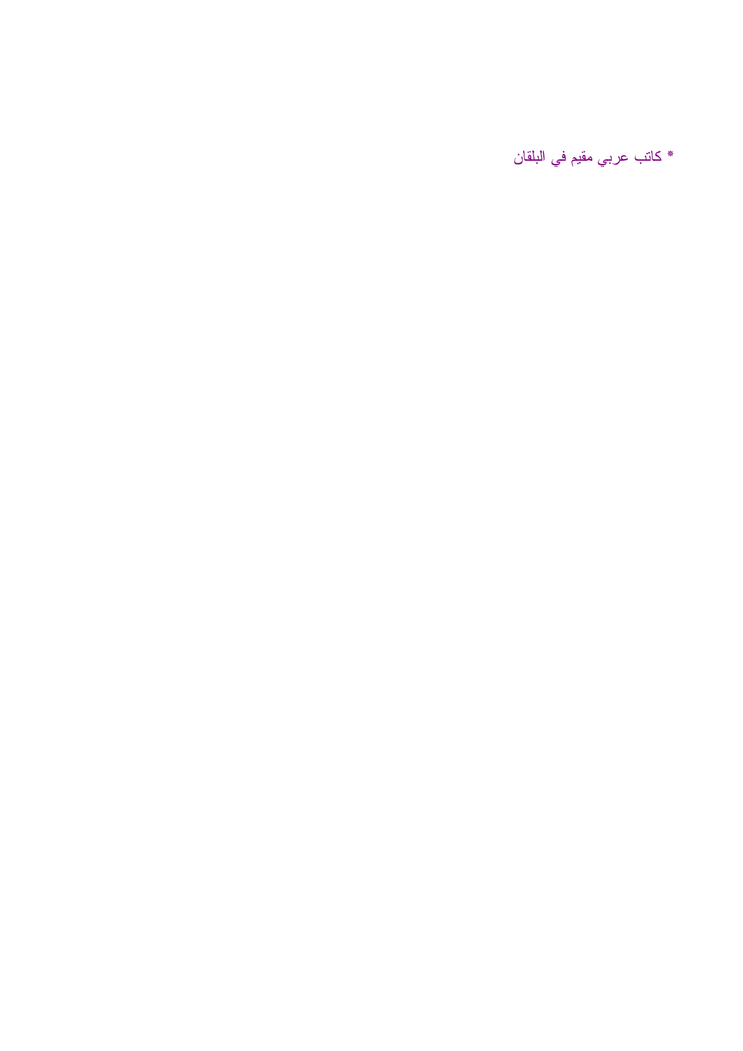* كاتب عربي مقيم في البلقان